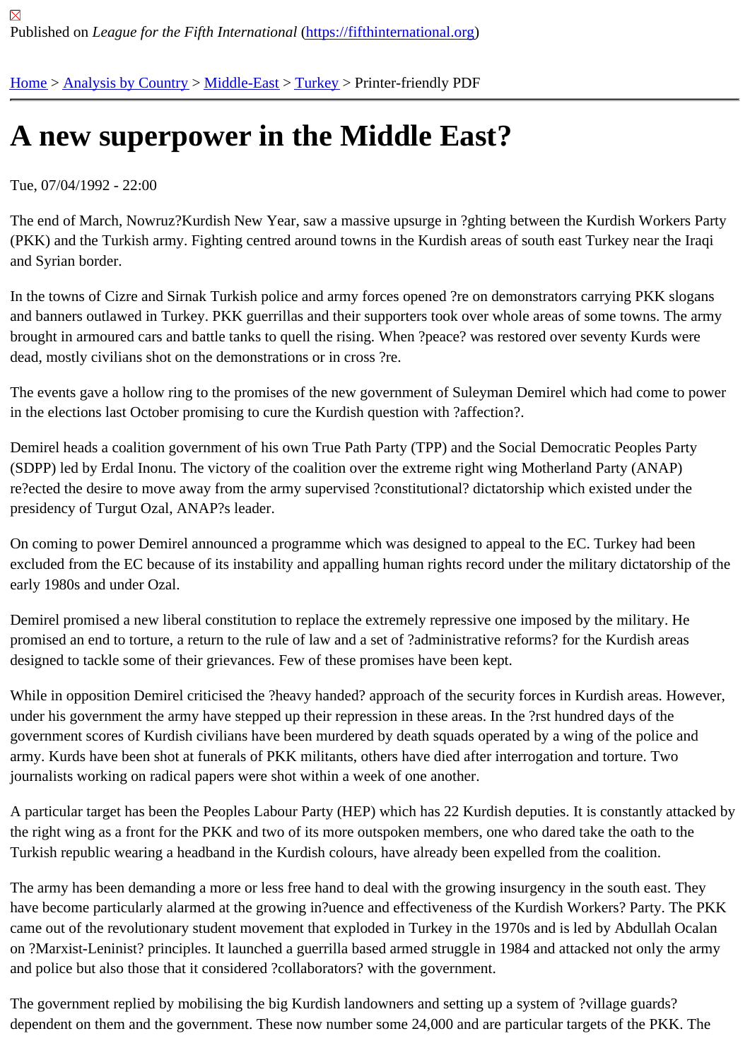Published on *League for the Fifth International* (https://fifthinternational.org)

Home > Analysis by Country > Middle-East > Turkey > Printer-friendly PDF

# A new superpower in the Middle East?

Tue, 07/04/1992 - 22:00

The end of March, Nowruz?Kurdish New Year, saw a massive upsurge in ?ghting between the Kurdish Workers Party (PKK) and the Turkish army. Fighting centred around towns in the Kurdish areas of south east Turkey near the Iraqi and Syrian border.

In the towns of Cizre and Sirnak Turkish police and army forces opened ?re on demonstrators carrying PKK slogans and banners outlawed in Turkey. PKK guerrillas and their supporters took over whole areas of some towns. The army brought in armoured cars and battle tanks to quell the rising. When ?peace? was restored over seventy Kurds were dead, mostly civilians shot on the demonstrations or in cross ?re.

The events gave a hollow ring to the promises of the new government of Suleyman Demirel which had come to power in the elections last October promising to cure the Kurdish question with ?affection?.

Demirel heads a coalition government of his own True Path Party (TPP) and the Social Democratic Peoples Party (SDPP) led by Erdal Inonu. The victory of the coalition over the extreme right wing Motherland Party (ANAP) re?ected the desire to move away from the army supervised ?constitutional? dictatorship which existed under the presidency of Turgut Ozal, ANAP?s leader.

On coming to power Demirel announced a programme which was designed to appeal to the EC. Turkey had been excluded from the EC because of its instability and appalling human rights record under the military dictatorship of the early 1980s and under Ozal.

Demirel promised a new liberal constitution to replace the extremely repressive one imposed by the military. He promised an end to torture, a return to the rule of law and a set of ?administrative reforms? for the Kurdish areas designed to tackle some of their grievances. Few of these promises have been kept.

While in opposition Demirel criticised the ?heavy handed? approach of the security forces in Kurdish areas. However, under his government the army have stepped up their repression in these areas. In the ?rst hundred days of the government scores of Kurdish civilians have been murdered by death squads operated by a wing of the police and army. Kurds have been shot at funerals of PKK militants, others have died after interrogation and torture. Two journalists working on radical papers were shot within a week of one another.

A particular target has been the Peoples Labour Party (HEP) which has 22 Kurdish deputies. It is constantly attacked by the right wing as a front for the PKK and two of its more outspoken members, one who dared take the oath to the Turkish republic wearing a headband in the Kurdish colours, have already been expelled from the coalition.

The army has been demanding a more or less free hand to deal with the growing insurgency in the south east. They have become particularly alarmed at the growing in?uence and effectiveness of the Kurdish Workers? Party. The PKK came out of the revolutionary student movement that exploded in Turkey in the 1970s and is led by Abdullah Ocalan on ?Marxist-Leninist? principles. It launched a guerrilla based armed struggle in 1984 and attacked not only the army and police but also those that it considered ?collaborators? with the government.

The government replied by mobilising the big Kurdish landowners and setting up a system of ?village guards? dependent on them and the government. These now number some 24,000 and are particular targets of the PKK. The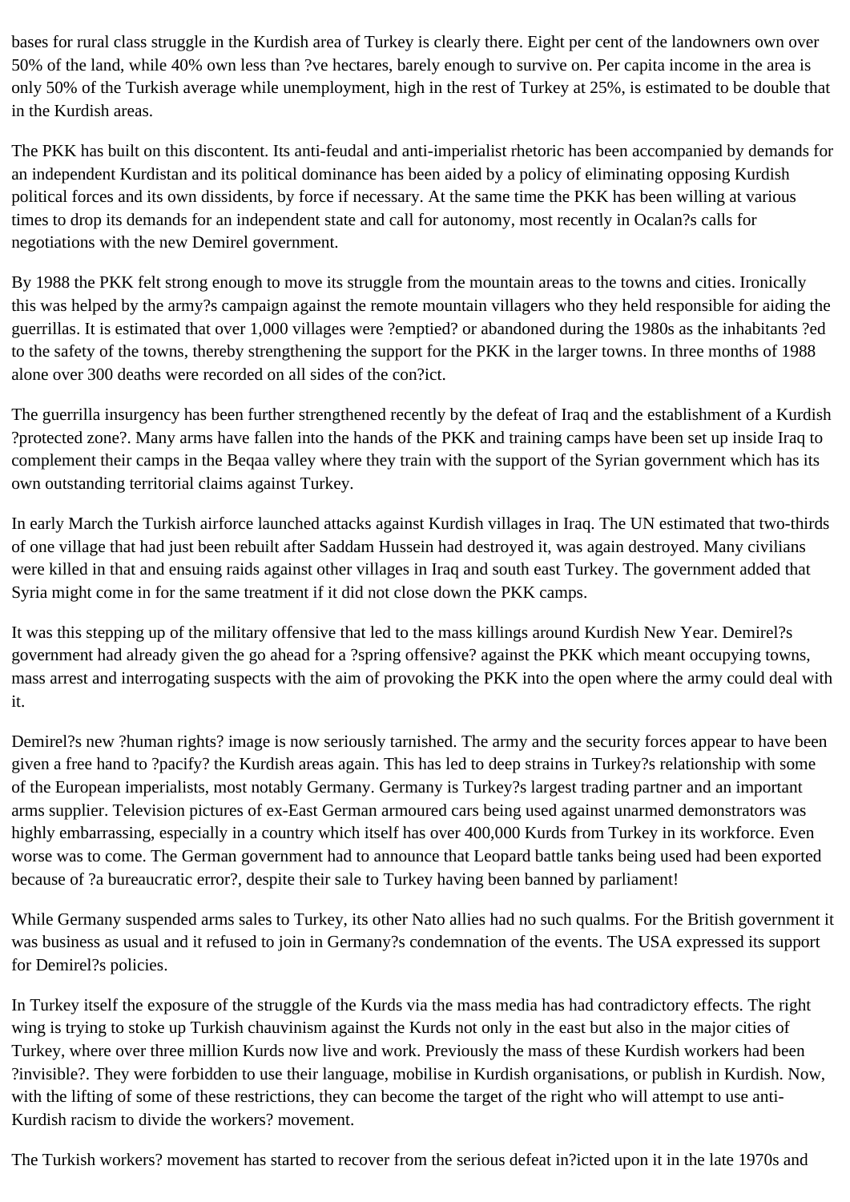bases for rural class struggle in the Kurdish area of Turkey is clearly there. Eight per cent of the landowners own over 50% of the land, while 40% own less than ?ve hectares, barely enough to survive on. Per capita income in the area is only 50% of the Turkish average while unemployment, high in the rest of Turkey at 25%, is estimated to be double that in the Kurdish areas.

The PKK has built on this discontent. Its anti-feudal and anti-imperialist rhetoric has been accompanied by demands for an independent Kurdistan and its political dominance has been aided by a policy of eliminating opposing Kurdish political forces and its own dissidents, by force if necessary. At the same time the PKK has been willing at various times to drop its demands for an independent state and call for autonomy, most recently in Ocalan?s calls for negotiations with the new Demirel government.

By 1988 the PKK felt strong enough to move its struggle from the mountain areas to the towns and cities. Ironically this was helped by the army?s campaign against the remote mountain villagers who they held responsible for aiding the guerrillas. It is estimated that over 1,000 villages were ?emptied? or abandoned during the 1980s as the inhabitants ?ed to the safety of the towns, thereby strengthening the support for the PKK in the larger towns. In three months of 1988 alone over 300 deaths were recorded on all sides of the con?ict.

The guerrilla insurgency has been further strengthened recently by the defeat of Iraq and the establishment of a Kurdish ?protected zone?. Many arms have fallen into the hands of the PKK and training camps have been set up inside Iraq to complement their camps in the Beqaa valley where they train with the support of the Syrian government which has its own outstanding territorial claims against Turkey.

In early March the Turkish airforce launched attacks against Kurdish villages in Iraq. The UN estimated that two-thirds of one village that had just been rebuilt after Saddam Hussein had destroyed it, was again destroyed. Many civilians were killed in that and ensuing raids against other villages in Iraq and south east Turkey. The government added that Syria might come in for the same treatment if it did not close down the PKK camps.

It was this stepping up of the military offensive that led to the mass killings around Kurdish New Year. Demirel?s government had already given the go ahead for a ?spring offensive? against the PKK which meant occupying towns, mass arrest and interrogating suspects with the aim of provoking the PKK into the open where the army could deal with it.

Demirel?s new ?human rights? image is now seriously tarnished. The army and the security forces appear to have been given a free hand to ?pacify? the Kurdish areas again. This has led to deep strains in Turkey?s relationship with some of the European imperialists, most notably Germany. Germany is Turkey?s largest trading partner and an important arms supplier. Television pictures of ex-East German armoured cars being used against unarmed demonstrators was highly embarrassing, especially in a country which itself has over 400,000 Kurds from Turkey in its workforce. Even worse was to come. The German government had to announce that Leopard battle tanks being used had been exported because of ?a bureaucratic error?, despite their sale to Turkey having been banned by parliament!

While Germany suspended arms sales to Turkey, its other Nato allies had no such qualms. For the British government it was business as usual and it refused to join in Germany?s condemnation of the events. The USA expressed its support for Demirel?s policies.

In Turkey itself the exposure of the struggle of the Kurds via the mass media has had contradictory effects. The right wing is trying to stoke up Turkish chauvinism against the Kurds not only in the east but also in the major cities of Turkey, where over three million Kurds now live and work. Previously the mass of these Kurdish workers had been ?invisible?. They were forbidden to use their language, mobilise in Kurdish organisations, or publish in Kurdish. Now, with the lifting of some of these restrictions, they can become the target of the right who will attempt to use anti-Kurdish racism to divide the workers? movement.

The Turkish workers? movement has started to recover from the serious defeat in?icted upon it in the late 1970s and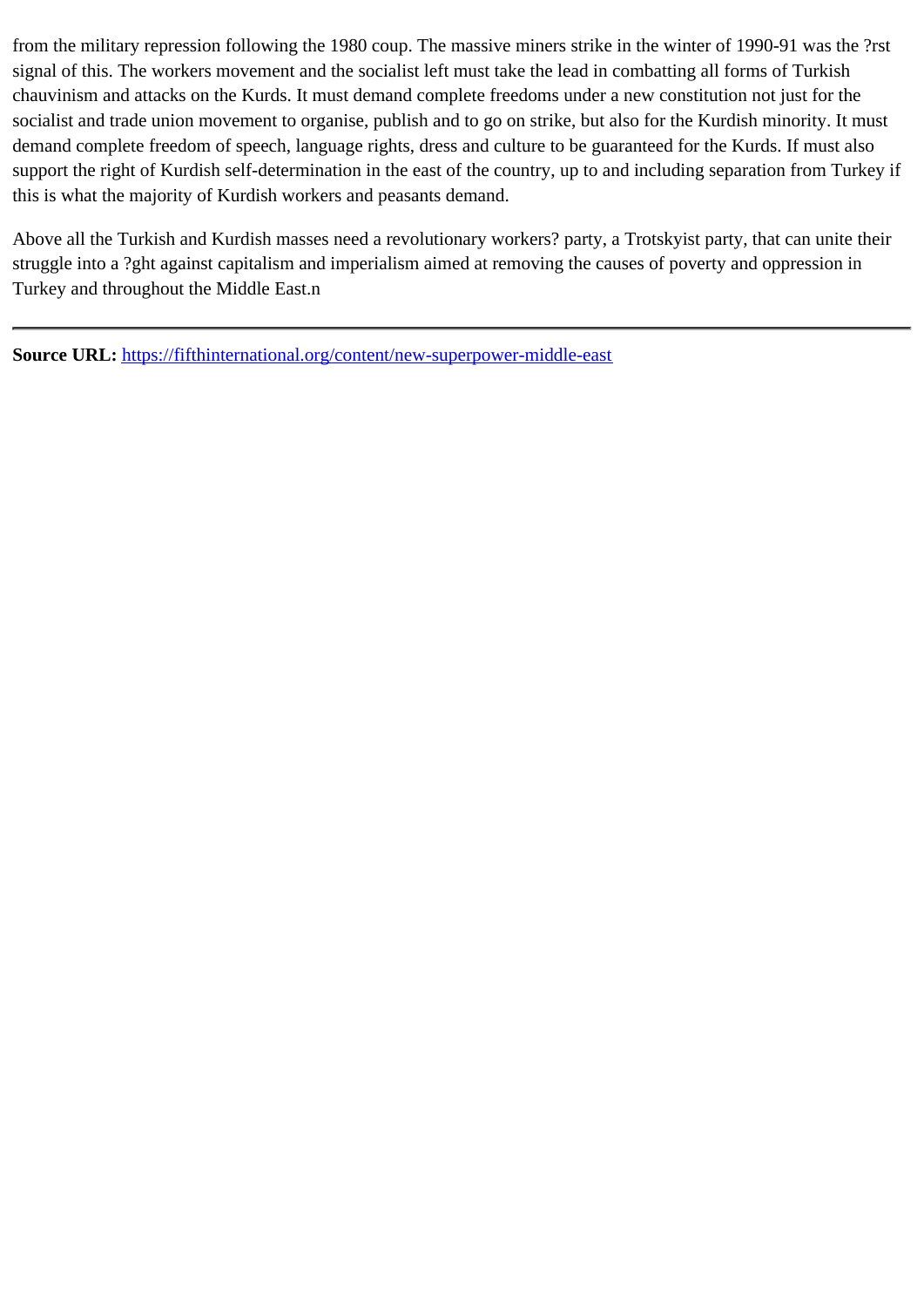from the military repression following the 1980 coup. The massive miners strike in the winter of 1990-91 was the ?rst signal of this. The workers movement and the socialist left must take the lead in combatting all forms of Turkish chauvinism and attacks on the Kurds. It must demand complete freedoms under a new constitution not just for the socialist and trade union movement to organise, publish and to go on strike, but also for the Kurdish minority. It must demand complete freedom of speech, language rights, dress and culture to be guaranteed for the Kurds. If must also support the right of Kurdish self-determination in the east of the country, up to and including separation from Turkey if this is what the majority of Kurdish workers and peasants demand.

Above all the Turkish and Kurdish masses need a revolutionary workers? party, a Trotskyist party, that can unite their struggle into a ?ght against capitalism and imperialism aimed at removing the causes of poverty and oppression in Turkey and throughout the Middle East.n

---

**Source URL:** https://fifthinternational.org/content/new-superpower-middle-east